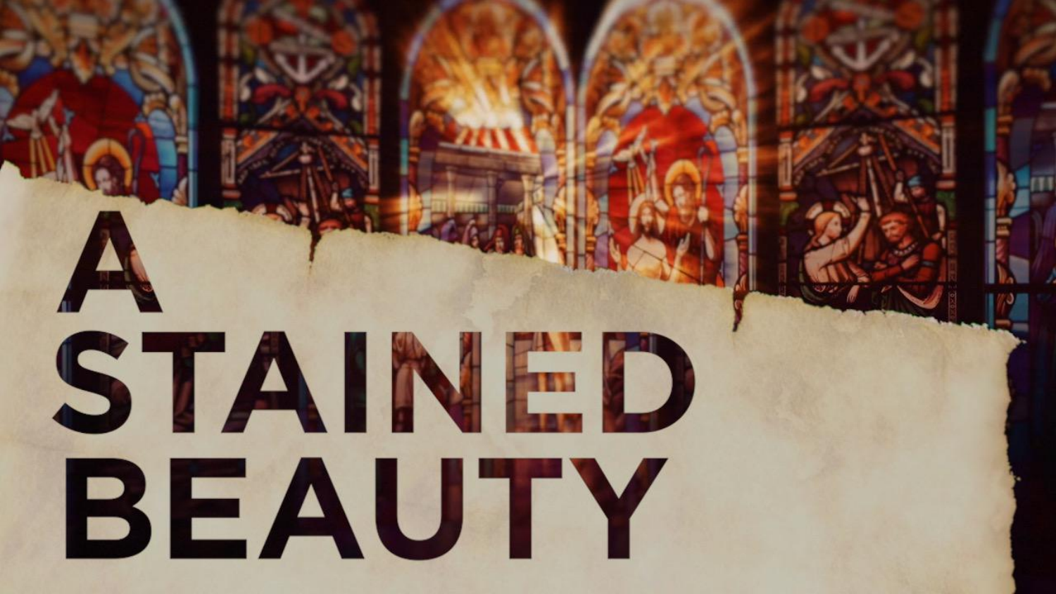# A STAINED BEAUTY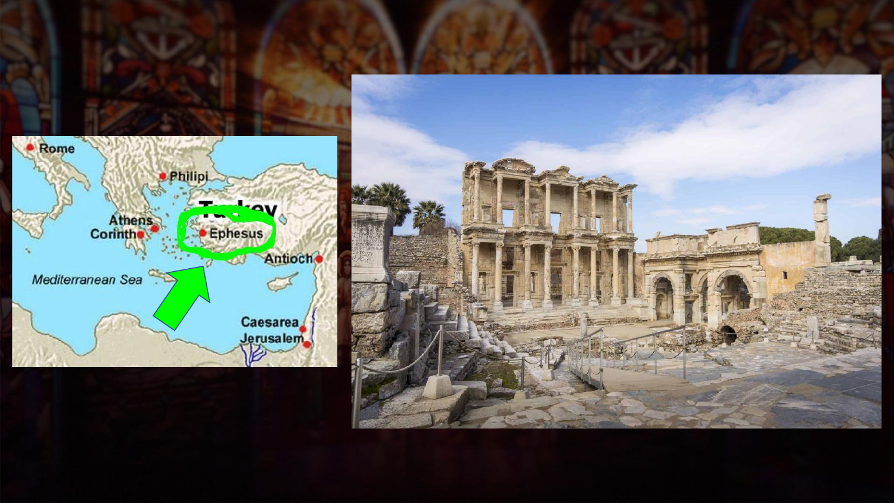Rome

Philipi

Turkey

Athens

Corinth

Ephesus

Antioch

Mediterranean Sea

Caesarea

Jerusalem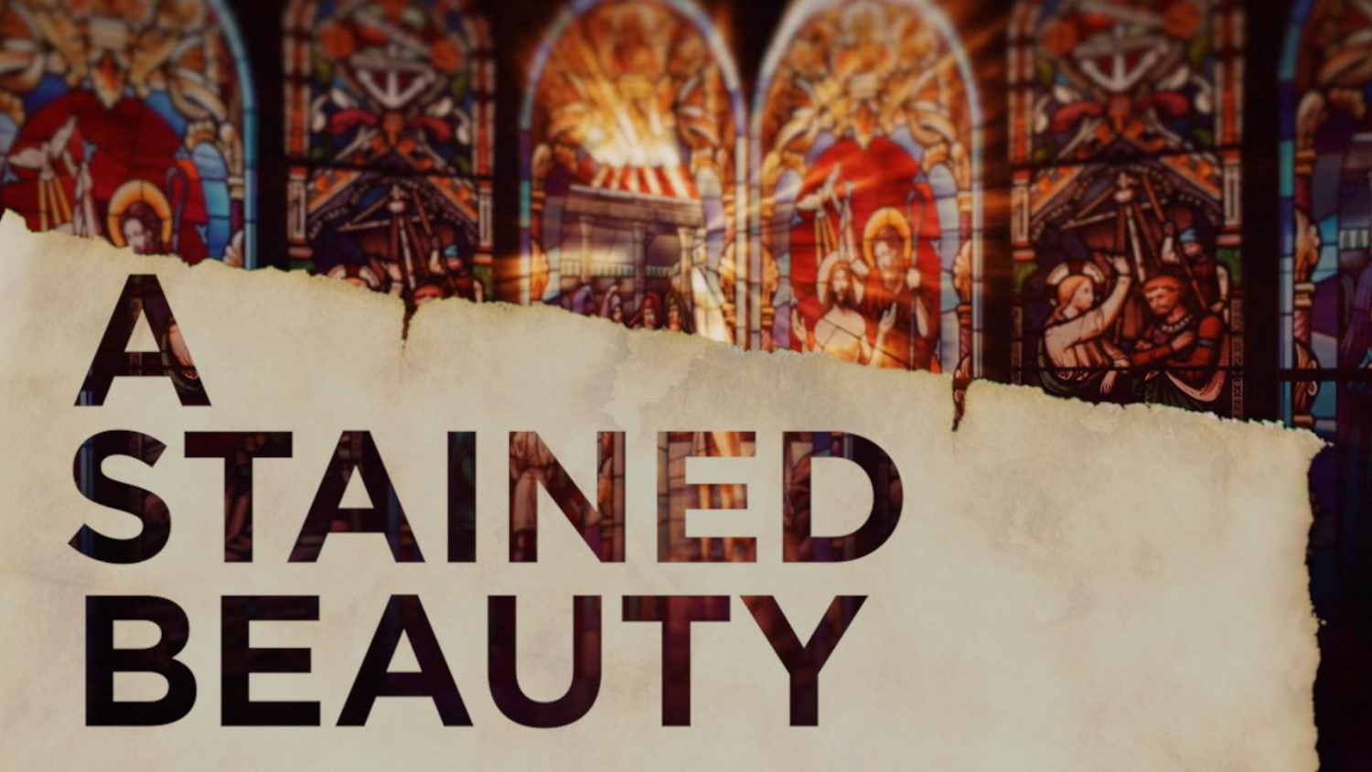# A STAINED BEAUTY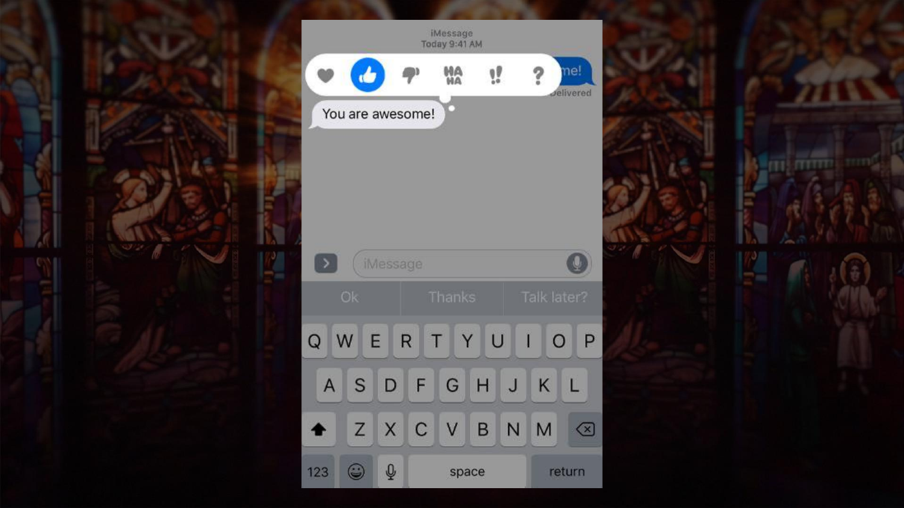iMessage
Today 9:41 AM

me!

Delivered

You are awesome!

iMessage

Ok | Thanks | Talk later?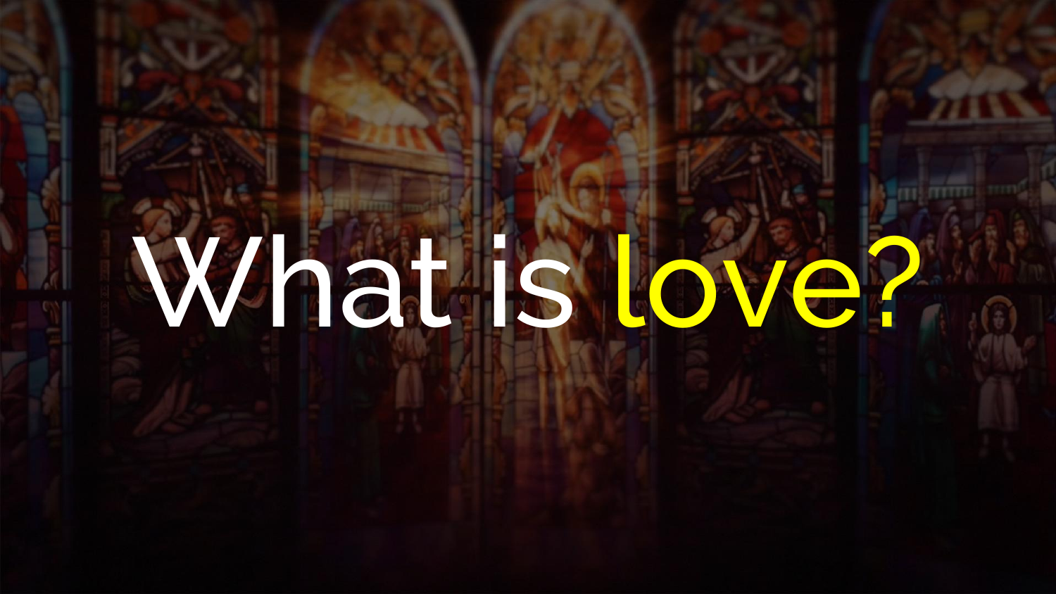# What is love?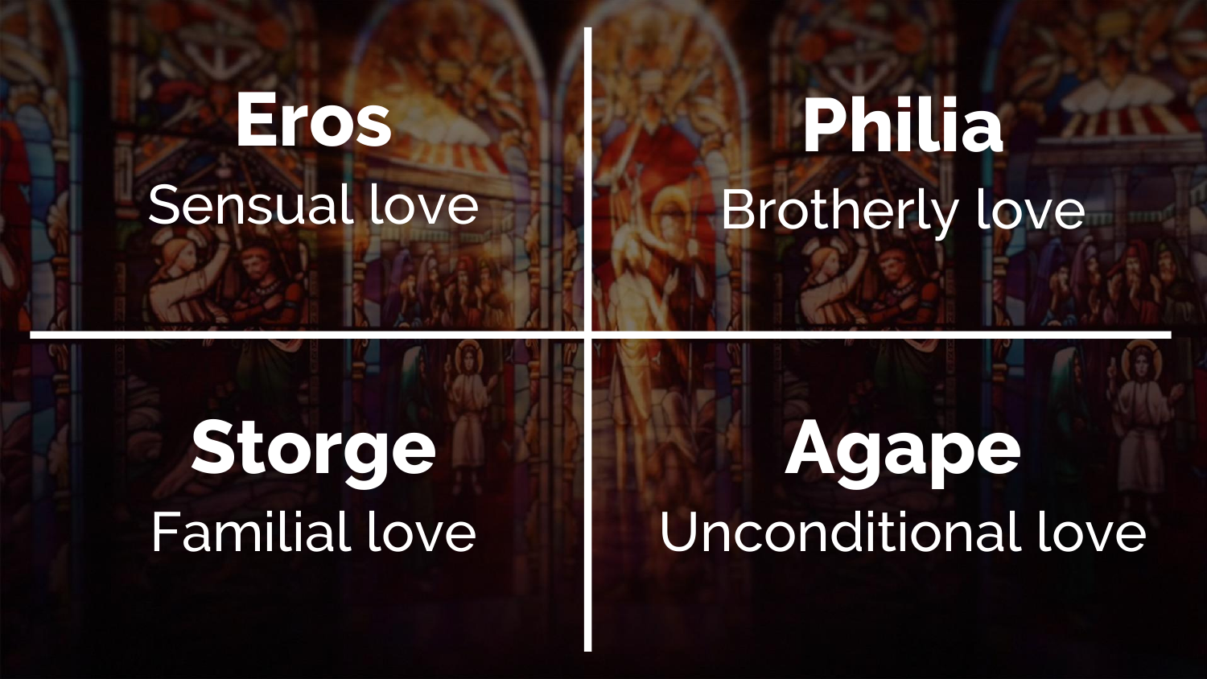## Eros
Sensual love

## Philia
Brotherly love

## Storge
Familial love

## Agape
Unconditional love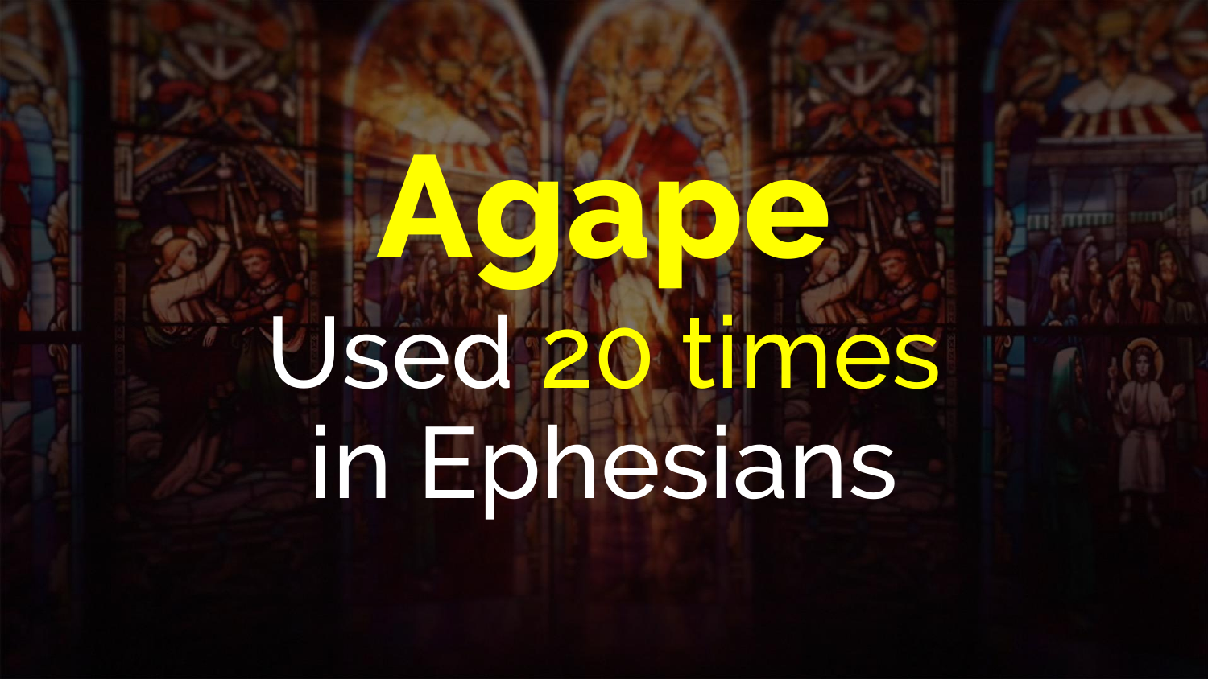# Agape

Used 20 times in Ephesians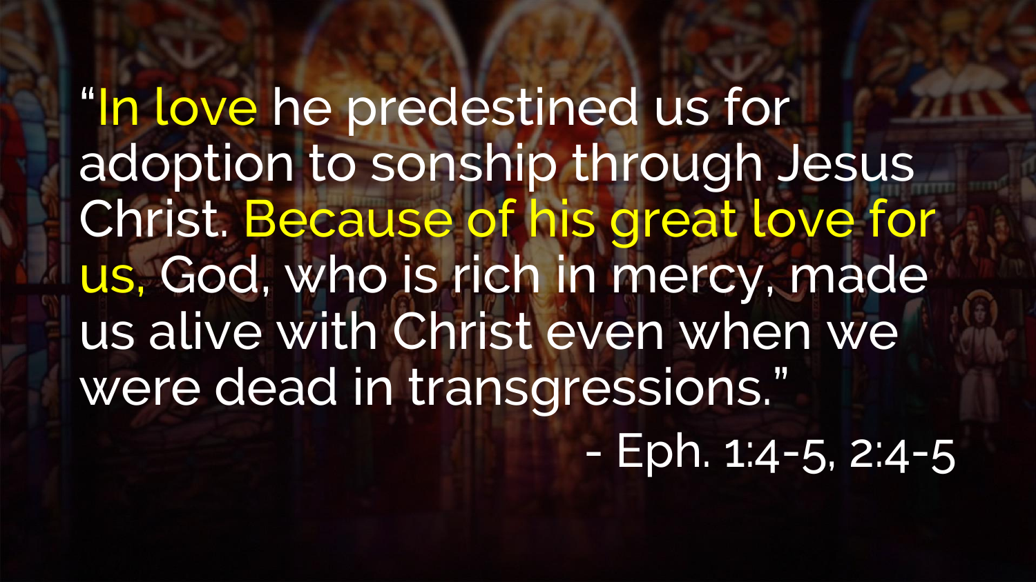"In love he predestined us for adoption to sonship through Jesus Christ. Because of his great love for us, God, who is rich in mercy, made us alive with Christ even when we were dead in transgressions."

- Eph. 1:4-5, 2:4-5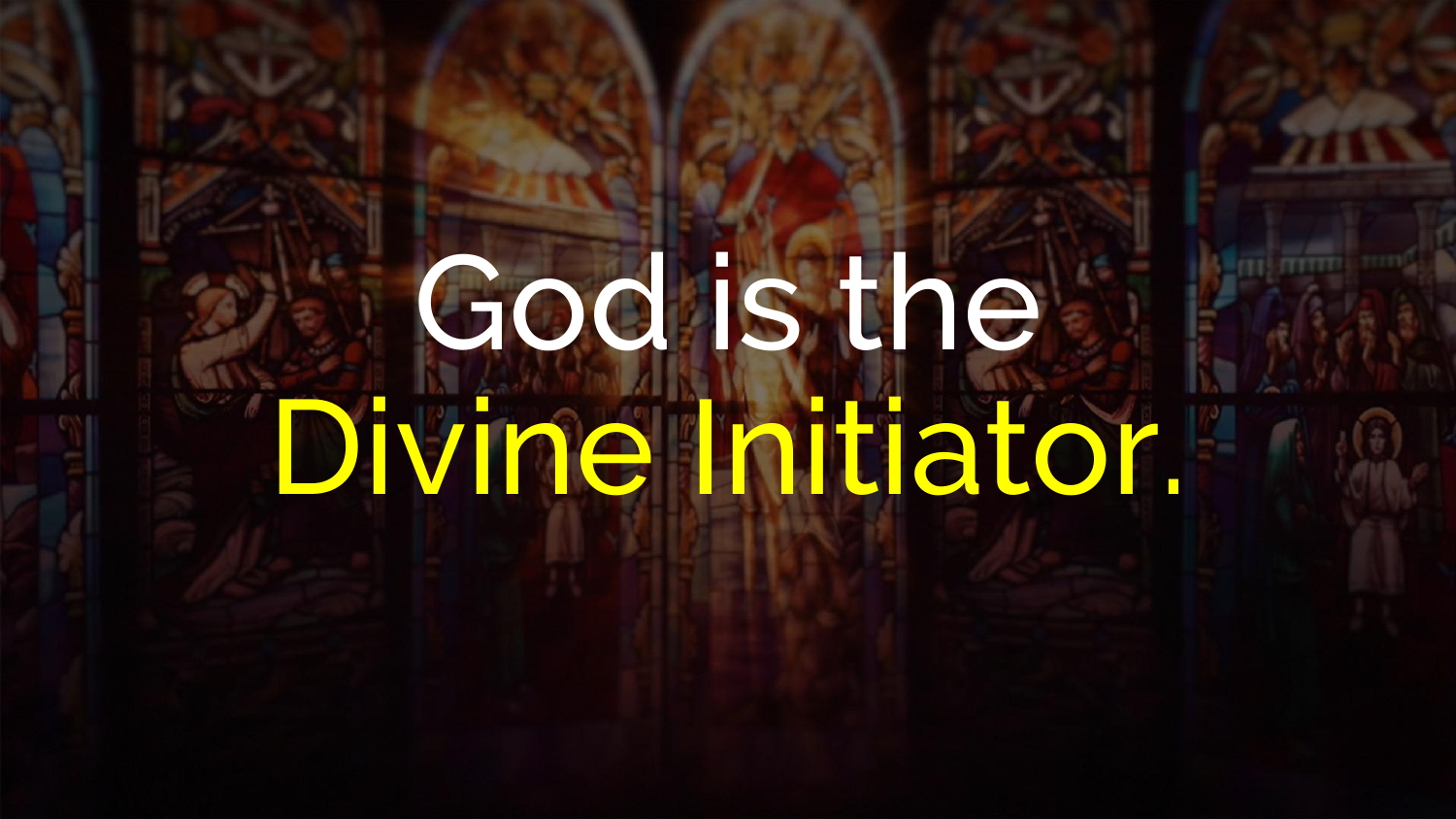# God is the Divine Initiator.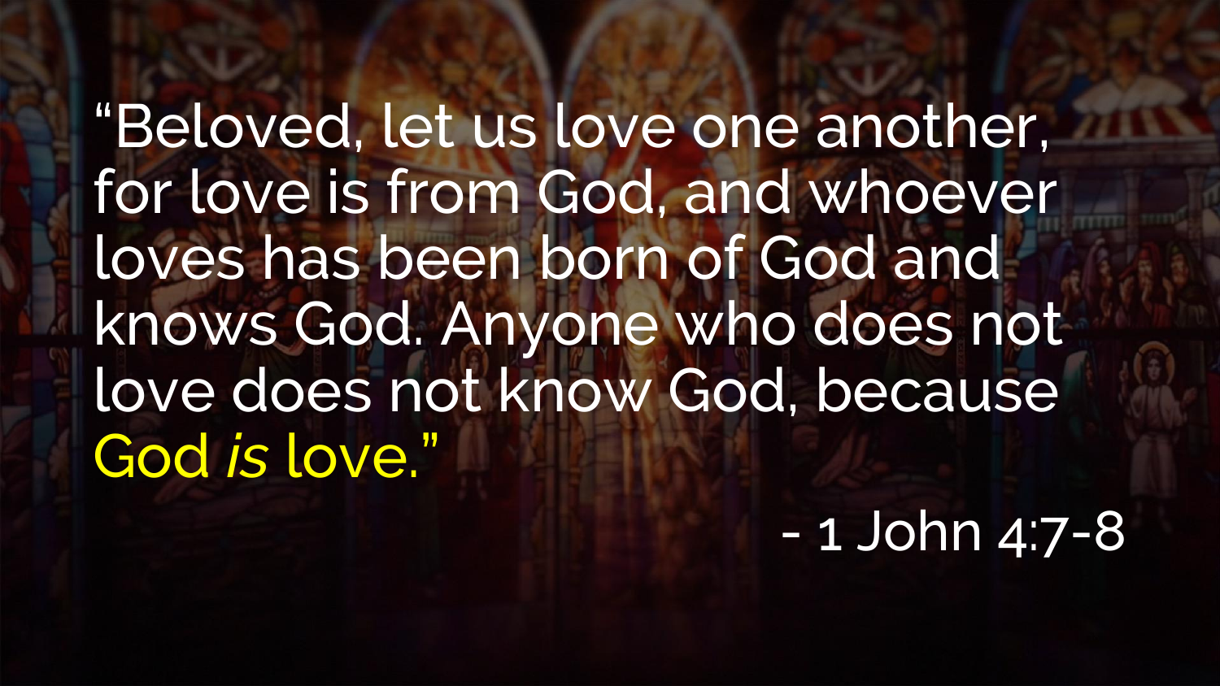"Beloved, let us love one another, for love is from God, and whoever loves has been born of God and knows God. Anyone who does not love does not know God, because God *is* love."

- 1 John 4:7-8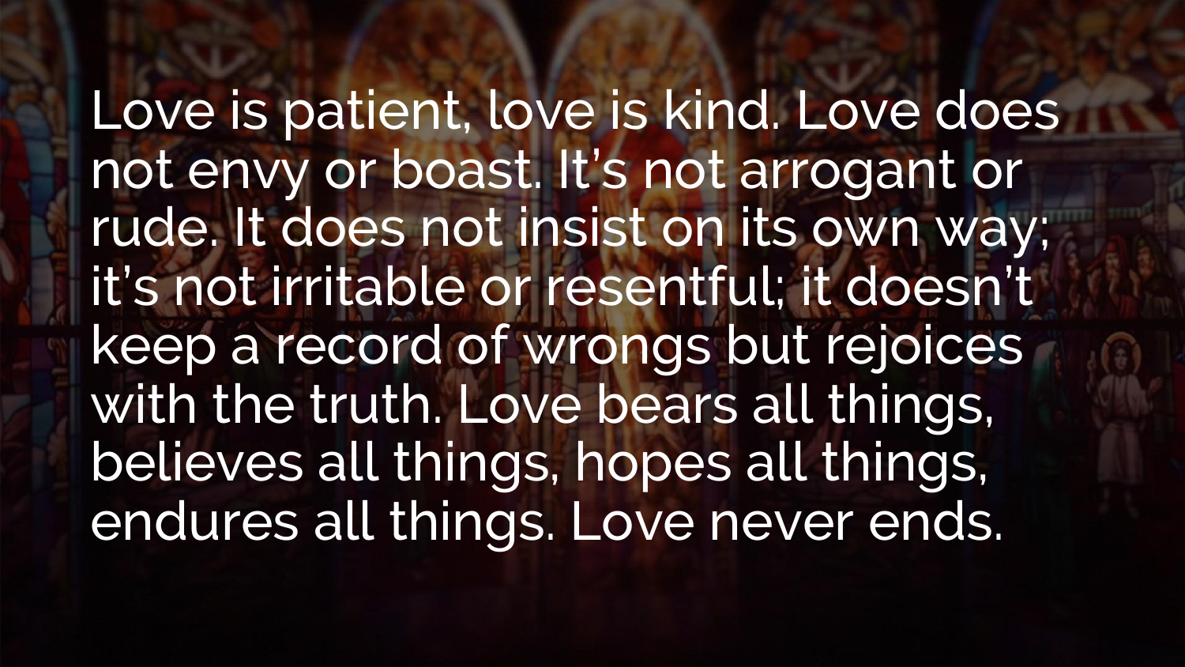Love is patient, love is kind. Love does not envy or boast. It's not arrogant or rude. It does not insist on its own way; it's not irritable or resentful; it doesn't keep a record of wrongs but rejoices with the truth. Love bears all things, believes all things, hopes all things, endures all things. Love never ends.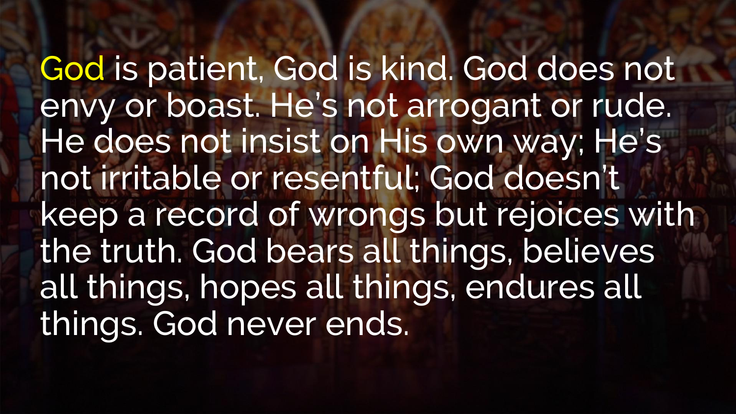God is patient, God is kind. God does not envy or boast. He's not arrogant or rude. He does not insist on His own way; He's not irritable or resentful; God doesn't keep a record of wrongs but rejoices with the truth. God bears all things, believes all things, hopes all things, endures all things. God never ends.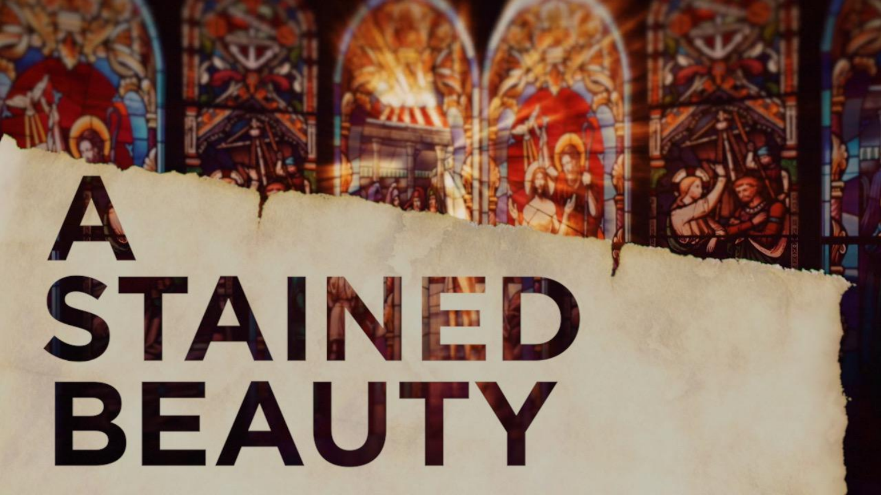# A STAINED BEAUTY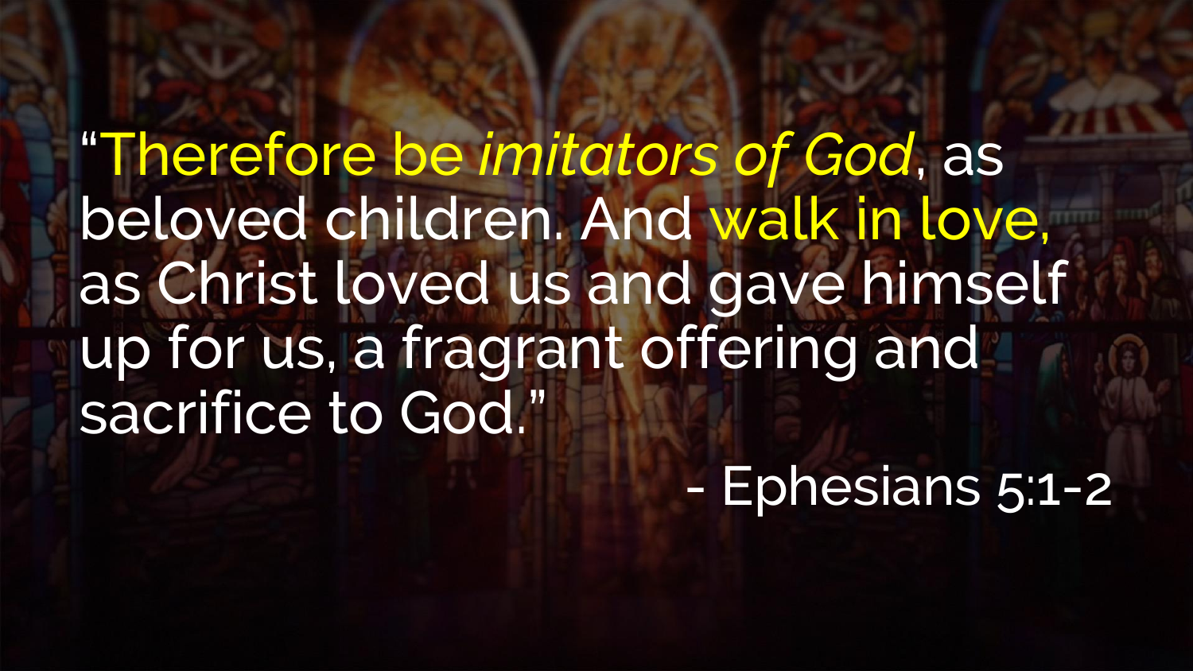“Therefore be *imitators of God*, as beloved children. And walk in love, as Christ loved us and gave himself up for us, a fragrant offering and sacrifice to God.”

- Ephesians 5:1-2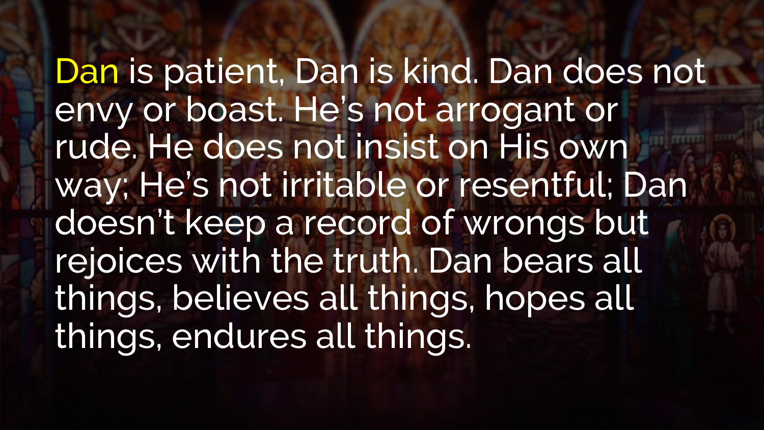Dan is patient, Dan is kind. Dan does not envy or boast. He's not arrogant or rude. He does not insist on His own way; He's not irritable or resentful; Dan doesn't keep a record of wrongs but rejoices with the truth. Dan bears all things, believes all things, hopes all things, endures all things.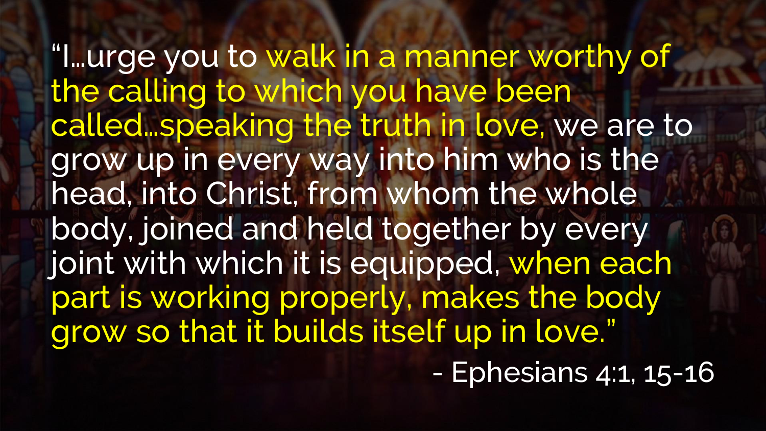"I…urge you to walk in a manner worthy of the calling to which you have been called…speaking the truth in love, we are to grow up in every way into him who is the head, into Christ, from whom the whole body, joined and held together by every joint with which it is equipped, when each part is working properly, makes the body grow so that it builds itself up in love."

\- Ephesians 4:1, 15-16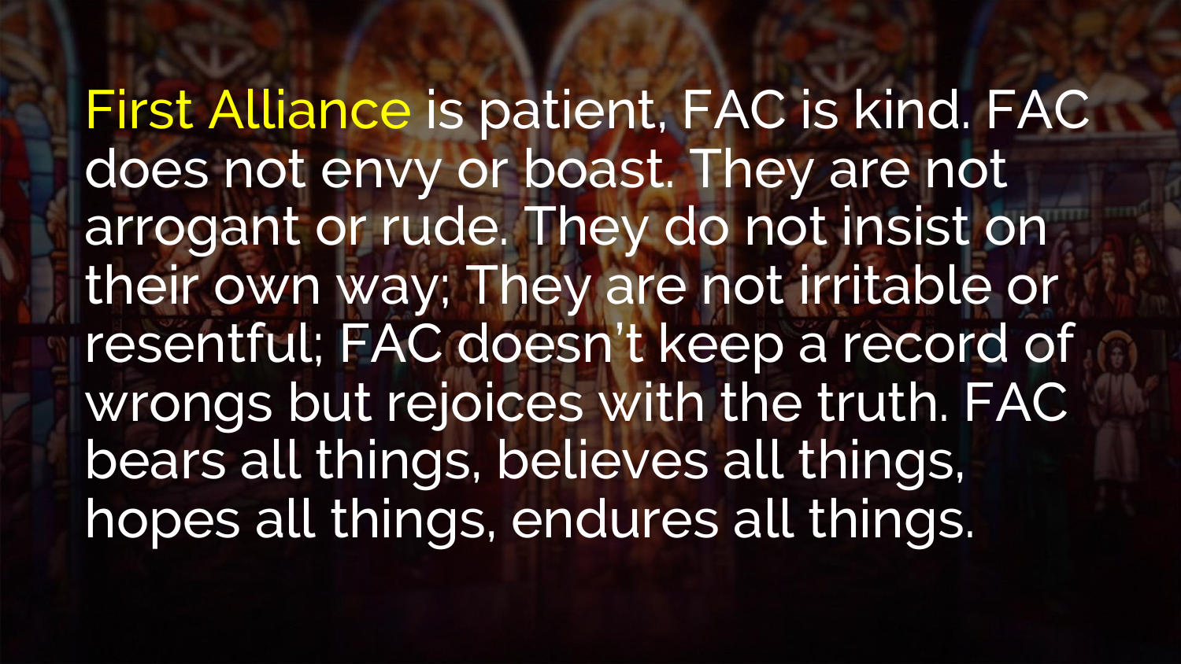First Alliance is patient, FAC is kind. FAC does not envy or boast. They are not arrogant or rude. They do not insist on their own way; They are not irritable or resentful; FAC doesn't keep a record of wrongs but rejoices with the truth. FAC bears all things, believes all things, hopes all things, endures all things.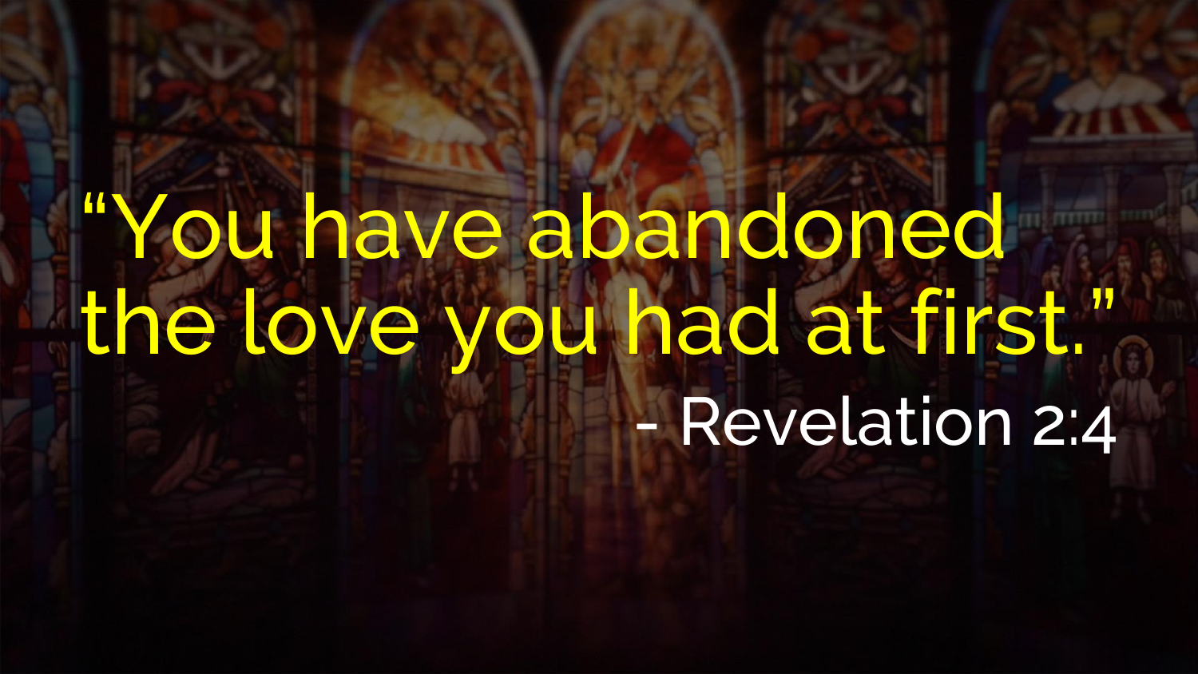“You have abandoned the love you had at first.”

- Revelation 2:4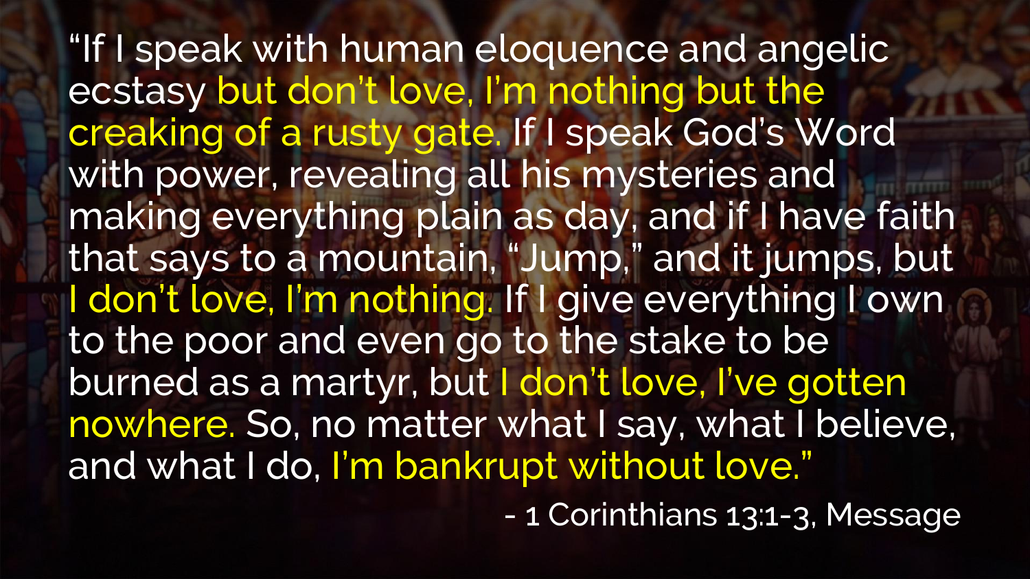"If I speak with human eloquence and angelic ecstasy but don't love, I'm nothing but the creaking of a rusty gate. If I speak God's Word with power, revealing all his mysteries and making everything plain as day, and if I have faith that says to a mountain, "Jump," and it jumps, but I don't love, I'm nothing. If I give everything I own to the poor and even go to the stake to be burned as a martyr, but I don't love, I've gotten nowhere. So, no matter what I say, what I believe, and what I do, I'm bankrupt without love."

- 1 Corinthians 13:1-3, Message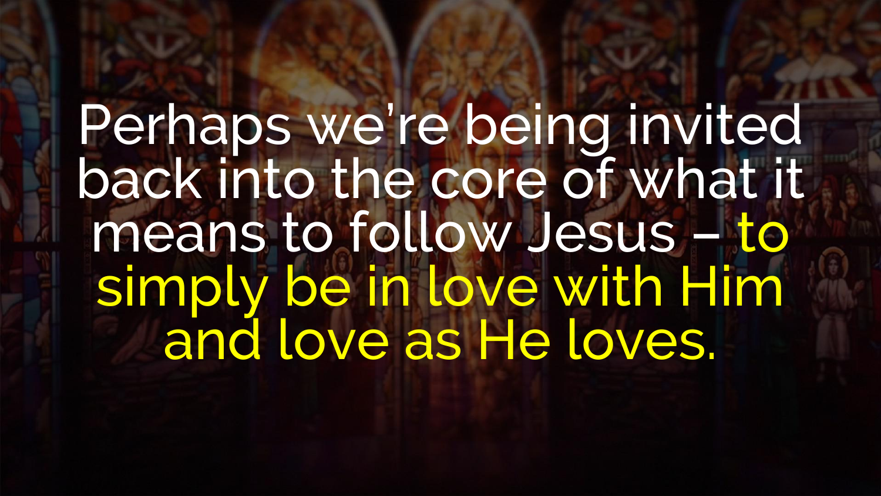Perhaps we're being invited back into the core of what it means to follow Jesus – to simply be in love with Him and love as He loves.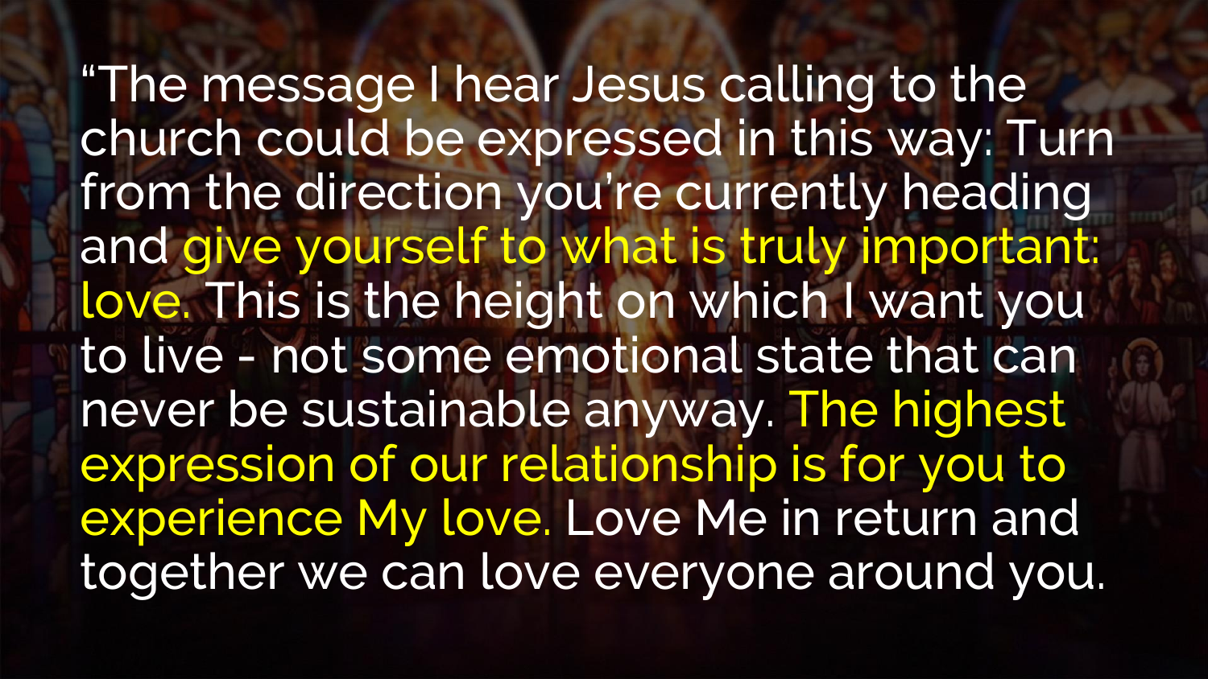"The message I hear Jesus calling to the church could be expressed in this way: Turn from the direction you're currently heading and give yourself to what is truly important: love. This is the height on which I want you to live - not some emotional state that can never be sustainable anyway. The highest expression of our relationship is for you to experience My love. Love Me in return and together we can love everyone around you.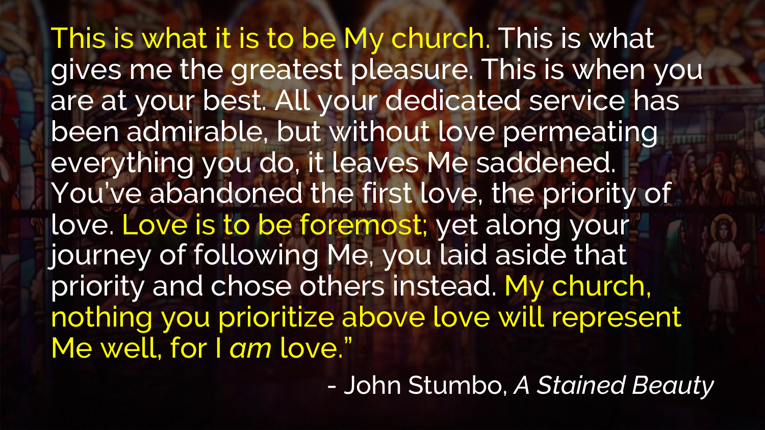This is what it is to be My church. This is what gives me the greatest pleasure. This is when you are at your best. All your dedicated service has been admirable, but without love permeating everything you do, it leaves Me saddened. You've abandoned the first love, the priority of love. Love is to be foremost; yet along your journey of following Me, you laid aside that priority and chose others instead. My church, nothing you prioritize above love will represent Me well, for I *am* love."

\- John Stumbo, *A Stained Beauty*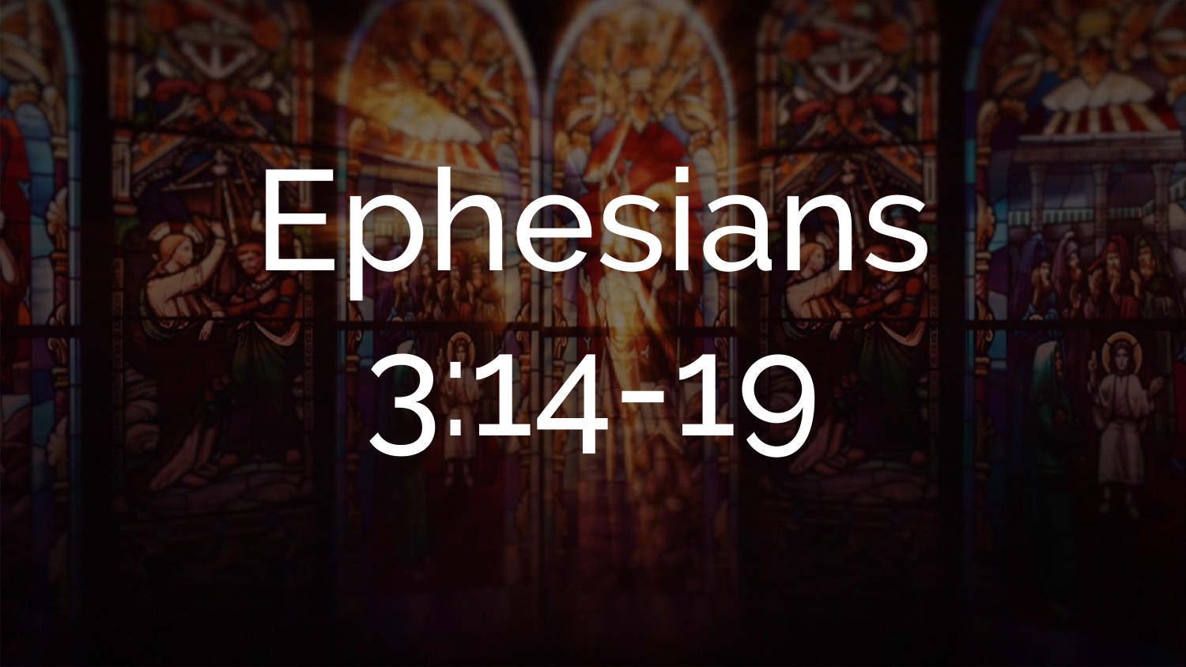# Ephesians 3:14-19